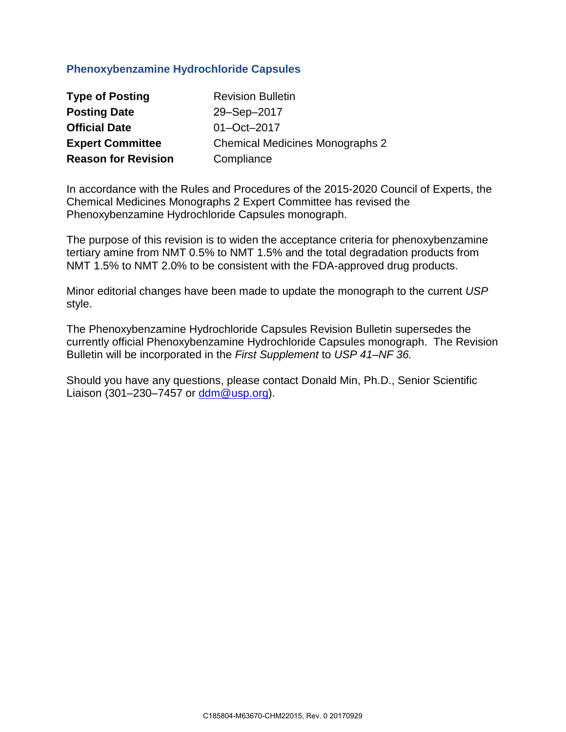## Phenoxybenzamine Hydrochloride Capsules

| | |
|---|---|
| **Type of Posting** | Revision Bulletin |
| **Posting Date** | 29–Sep–2017 |
| **Official Date** | 01–Oct–2017 |
| **Expert Committee** | Chemical Medicines Monographs 2 |
| **Reason for Revision** | Compliance |

In accordance with the Rules and Procedures of the 2015-2020 Council of Experts, the Chemical Medicines Monographs 2 Expert Committee has revised the Phenoxybenzamine Hydrochloride Capsules monograph.

The purpose of this revision is to widen the acceptance criteria for phenoxybenzamine tertiary amine from NMT 0.5% to NMT 1.5% and the total degradation products from NMT 1.5% to NMT 2.0% to be consistent with the FDA-approved drug products.

Minor editorial changes have been made to update the monograph to the current *USP* style.

The Phenoxybenzamine Hydrochloride Capsules Revision Bulletin supersedes the currently official Phenoxybenzamine Hydrochloride Capsules monograph. The Revision Bulletin will be incorporated in the *First Supplement* to *USP 41–NF 36.*

Should you have any questions, please contact Donald Min, Ph.D., Senior Scientific Liaison (301–230–7457 or ddm@usp.org).

C185804-M63670-CHM22015, Rev. 0 20170929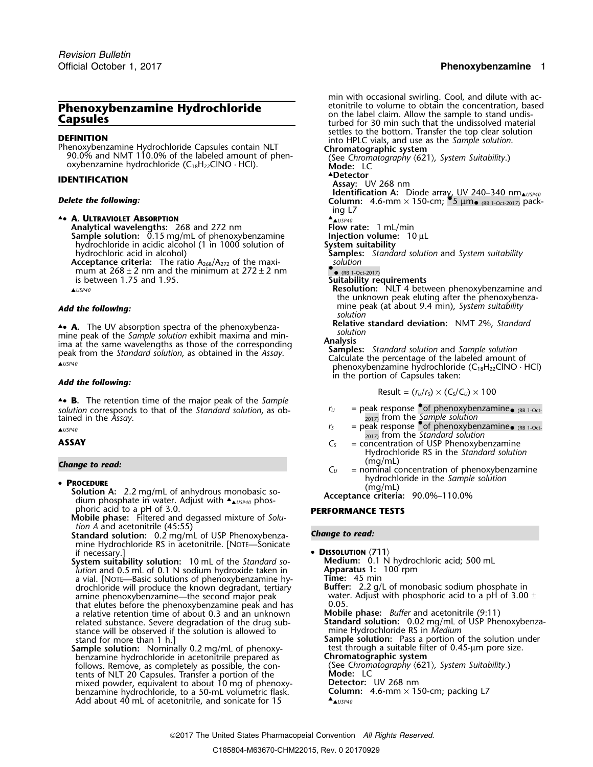# Phenoxybenzamine Hydrochloride Capsules

**DEFINITION**

Phenoxybenzamine Hydrochloride Capsules contain NLT 90.0% and NMT 110.0% of the labeled amount of phenoxybenzamine hydrochloride ($C_{18}H_{22}ClNO \cdot HCl$).

**IDENTIFICATION**

***Delete the following:***

▲• **A. Ultraviolet Absorption**

**Analytical wavelengths:** 268 and 272 nm

**Sample solution:** 0.15 mg/mL of phenoxybenzamine hydrochloride in acidic alcohol (1 in 1000 solution of hydrochloric acid in alcohol)

**Acceptance criteria:** The ratio $A_{268}/A_{272}$ of the maximum at 268 ± 2 nm and the minimum at 272 ± 2 nm is between 1.75 and 1.95.

▲USP40

***Add the following:***

▲• **A.** The UV absorption spectra of the phenoxybenzamine peak of the *Sample solution* exhibit maxima and minima at the same wavelengths as those of the corresponding peak from the *Standard solution*, as obtained in the *Assay*.

▲USP40

***Add the following:***

▲• **B.** The retention time of the major peak of the *Sample solution* corresponds to that of the *Standard solution*, as obtained in the *Assay*.

▲USP40

**ASSAY**

***Change to read:***

• **Procedure**

**Solution A:** 2.2 mg/mL of anhydrous monobasic sodium phosphate in water. Adjust with ▲▲USP40 phosphoric acid to a pH of 3.0.

**Mobile phase:** Filtered and degassed mixture of *Solution A* and acetonitrile (45:55)

**Standard solution:** 0.2 mg/mL of USP Phenoxybenzamine Hydrochloride RS in acetonitrile. [Note—Sonicate if necessary.]

**System suitability solution:** 10 mL of the *Standard solution* and 0.5 mL of 0.1 N sodium hydroxide taken in a vial. [Note—Basic solutions of phenoxybenzamine hydrochloride will produce the known degradant, tertiary amine phenoxybenzamine—the second major peak that elutes before the phenoxybenzamine peak and has a relative retention time of about 0.3 and an unknown related substance. Severe degradation of the drug substance will be observed if the solution is allowed to stand for more than 1 h.]

**Sample solution:** Nominally 0.2 mg/mL of phenoxybenzamine hydrochloride in acetonitrile prepared as follows. Remove, as completely as possible, the contents of NLT 20 Capsules. Transfer a portion of the mixed powder, equivalent to about 10 mg of phenoxybenzamine hydrochloride, to a 50-mL volumetric flask. Add about 40 mL of acetonitrile, and sonicate for 15 min with occasional swirling. Cool, and dilute with acetonitrile to volume to obtain the concentration, based on the label claim. Allow the sample to stand undisturbed for 30 min such that the undissolved material settles to the bottom. Transfer the top clear solution into HPLC vials, and use as the *Sample solution*.

**Chromatographic system**

(See *Chromatography* ⟨621⟩, *System Suitability*.)

**Mode:** LC

▲**Detector**

**Assay:** UV 268 nm

**Identification A:** Diode array, UV 240–340 nm▲USP40

**Column:** 4.6-mm × 150-cm; •5 µm• (RB 1-Oct-2017) packing L7

▲▲USP40

**Flow rate:** 1 mL/min

**Injection volume:** 10 µL

**System suitability**

**Samples:** *Standard solution* and *System suitability solution*

•• (RB 1-Oct-2017)

**Suitability requirements**

**Resolution:** NLT 4 between phenoxybenzamine and the unknown peak eluting after the phenoxybenzamine peak (at about 9.4 min), *System suitability solution*

**Relative standard deviation:** NMT 2%, *Standard solution*

**Analysis**

**Samples:** *Standard solution* and *Sample solution*

Calculate the percentage of the labeled amount of phenoxybenzamine hydrochloride ($C_{18}H_{22}ClNO \cdot HCl$) in the portion of Capsules taken:

$$\text{Result} = (r_U/r_S) \times (C_S/C_U) \times 100$$

$r_U$ = peak response •of phenoxybenzamine• (RB 1-Oct-2017) from the *Sample solution*

$r_S$ = peak response •of phenoxybenzamine• (RB 1-Oct-2017) from the *Standard solution*

$C_S$ = concentration of USP Phenoxybenzamine Hydrochloride RS in the *Standard solution* (mg/mL)

$C_U$ = nominal concentration of phenoxybenzamine hydrochloride in the *Sample solution* (mg/mL)

**Acceptance criteria:** 90.0%–110.0%

**PERFORMANCE TESTS**

***Change to read:***

• **Dissolution** ⟨711⟩

**Medium:** 0.1 N hydrochloric acid; 500 mL

**Apparatus 1:** 100 rpm

**Time:** 45 min

**Buffer:** 2.2 g/L of monobasic sodium phosphate in water. Adjust with phosphoric acid to a pH of 3.00 ± 0.05.

**Mobile phase:** *Buffer* and acetonitrile (9:11)

**Standard solution:** 0.02 mg/mL of USP Phenoxybenzamine Hydrochloride RS in *Medium*

**Sample solution:** Pass a portion of the solution under test through a suitable filter of 0.45-µm pore size.

**Chromatographic system**

(See *Chromatography* ⟨621⟩, *System Suitability*.)

**Mode:** LC

**Detector:** UV 268 nm

**Column:** 4.6-mm × 150-cm; packing L7

▲▲USP40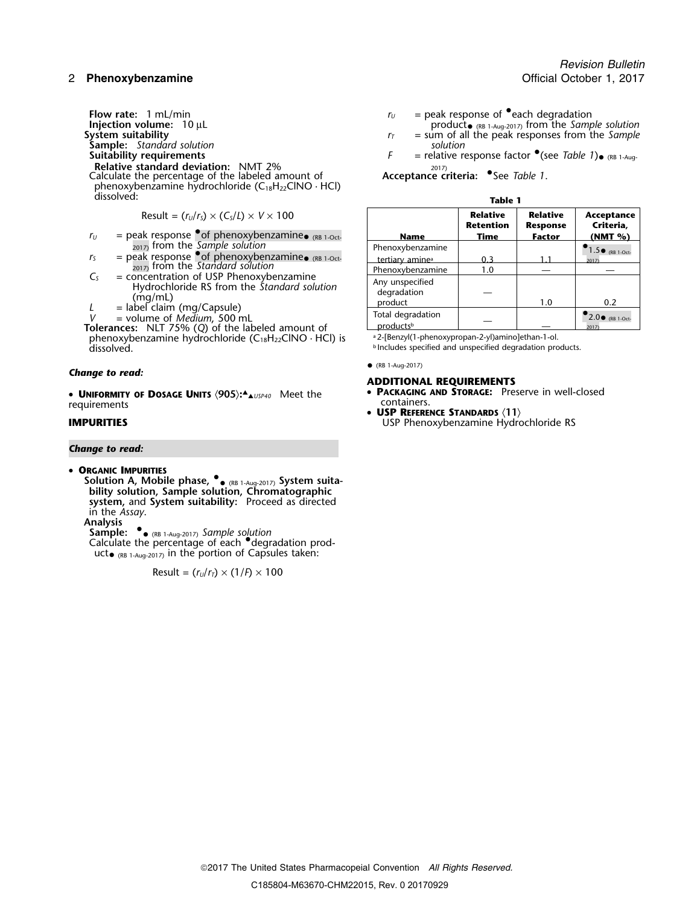**Flow rate:** 1 mL/min

**Injection volume:** 10 µL

**System suitability**

**Sample:** *Standard solution*

**Suitability requirements**

**Relative standard deviation:** NMT 2%

Calculate the percentage of the labeled amount of phenoxybenzamine hydrochloride ($C_{18}H_{22}ClNO \cdot HCl$) dissolved:

$$\text{Result} = (r_U/r_S) \times (C_S/L) \times V \times 100$$

$r_U$ = peak response •of phenoxybenzamine• (RB 1-Oct-2017) from the *Sample solution*

$r_S$ = peak response •of phenoxybenzamine• (RB 1-Oct-2017) from the *Standard solution*

$C_S$ = concentration of USP Phenoxybenzamine Hydrochloride RS from the *Standard solution* (mg/mL)

$L$ = label claim (mg/Capsule)

$V$ = volume of *Medium*, 500 mL

**Tolerances:** NLT 75% (*Q*) of the labeled amount of phenoxybenzamine hydrochloride ($C_{18}H_{22}ClNO \cdot HCl$) is dissolved.

***Change to read:***

• **UNIFORMITY OF DOSAGE UNITS ⟨905⟩:**▲▲USP40 Meet the requirements

## IMPURITIES

***Change to read:***

• **ORGANIC IMPURITIES**

**Solution A, Mobile phase,** •• (RB 1-Aug-2017) **System suitability solution, Sample solution, Chromatographic system,** and **System suitability:** Proceed as directed in the *Assay*.

**Analysis**

**Sample:** •• (RB 1-Aug-2017) *Sample solution*

Calculate the percentage of each •degradation product• (RB 1-Aug-2017) in the portion of Capsules taken:

$$\text{Result} = (r_U/r_T) \times (1/F) \times 100$$

$r_U$ = peak response of •each degradation product• (RB 1-Aug-2017) from the *Sample solution*

$r_T$ = sum of all the peak responses from the *Sample solution*

$F$ = relative response factor •(see *Table 1*)• (RB 1-Aug-2017)

**Acceptance criteria:** •See *Table 1*.

**Table 1**

| Name | Relative Retention Time | Relative Response Factor | Acceptance Criteria, (NMT %) |
|---|---|---|---|
| Phenoxybenzamine tertiary amine[a] | 0.3 | 1.1 | •1.5• (RB 1-Oct-2017) |
| Phenoxybenzamine | 1.0 | — | — |
| Any unspecified degradation product | — | 1.0 | 0.2 |
| Total degradation products[b] | — | — | •2.0• (RB 1-Oct-2017) |

[a] 2-[Benzyl(1-phenoxypropan-2-yl)amino]ethan-1-ol.

[b] Includes specified and unspecified degradation products.

• (RB 1-Aug-2017)

## ADDITIONAL REQUIREMENTS

• **PACKAGING AND STORAGE:** Preserve in well-closed containers.

• **USP REFERENCE STANDARDS ⟨11⟩**

USP Phenoxybenzamine Hydrochloride RS